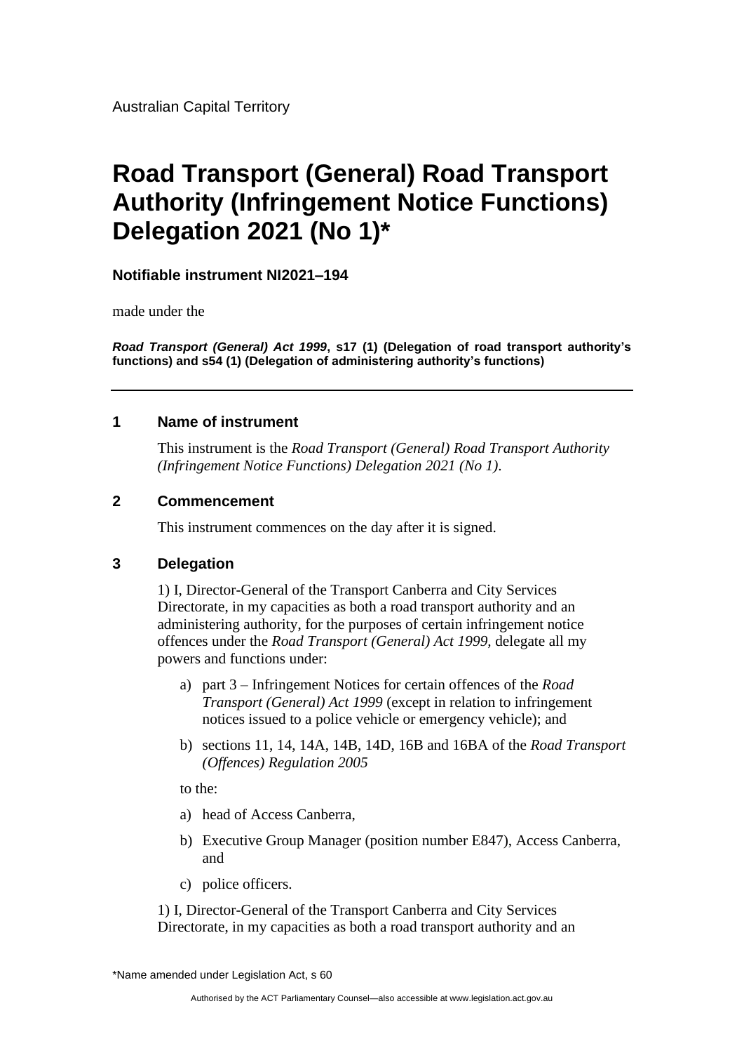Australian Capital Territory

# Road Transport (General) Road Transport Authority (Infringement Notice Functions) Delegation 2021 (No 1)*

**Notifiable instrument NI2021–194**

made under the

***Road Transport (General) Act 1999*, s17 (1) (Delegation of road transport authority's functions) and s54 (1) (Delegation of administering authority's functions)**

---

## 1 Name of instrument

This instrument is the *Road Transport (General) Road Transport Authority (Infringement Notice Functions) Delegation 2021 (No 1)*.

## 2 Commencement

This instrument commences on the day after it is signed.

## 3 Delegation

1) I, Director-General of the Transport Canberra and City Services Directorate, in my capacities as both a road transport authority and an administering authority, for the purposes of certain infringement notice offences under the *Road Transport (General) Act 1999*, delegate all my powers and functions under:

a) part 3 – Infringement Notices for certain offences of the *Road Transport (General) Act 1999* (except in relation to infringement notices issued to a police vehicle or emergency vehicle); and

b) sections 11, 14, 14A, 14B, 14D, 16B and 16BA of the *Road Transport (Offences) Regulation 2005*

to the:

a) head of Access Canberra,

b) Executive Group Manager (position number E847), Access Canberra, and

c) police officers.

1) I, Director-General of the Transport Canberra and City Services Directorate, in my capacities as both a road transport authority and an

*Name amended under Legislation Act, s 60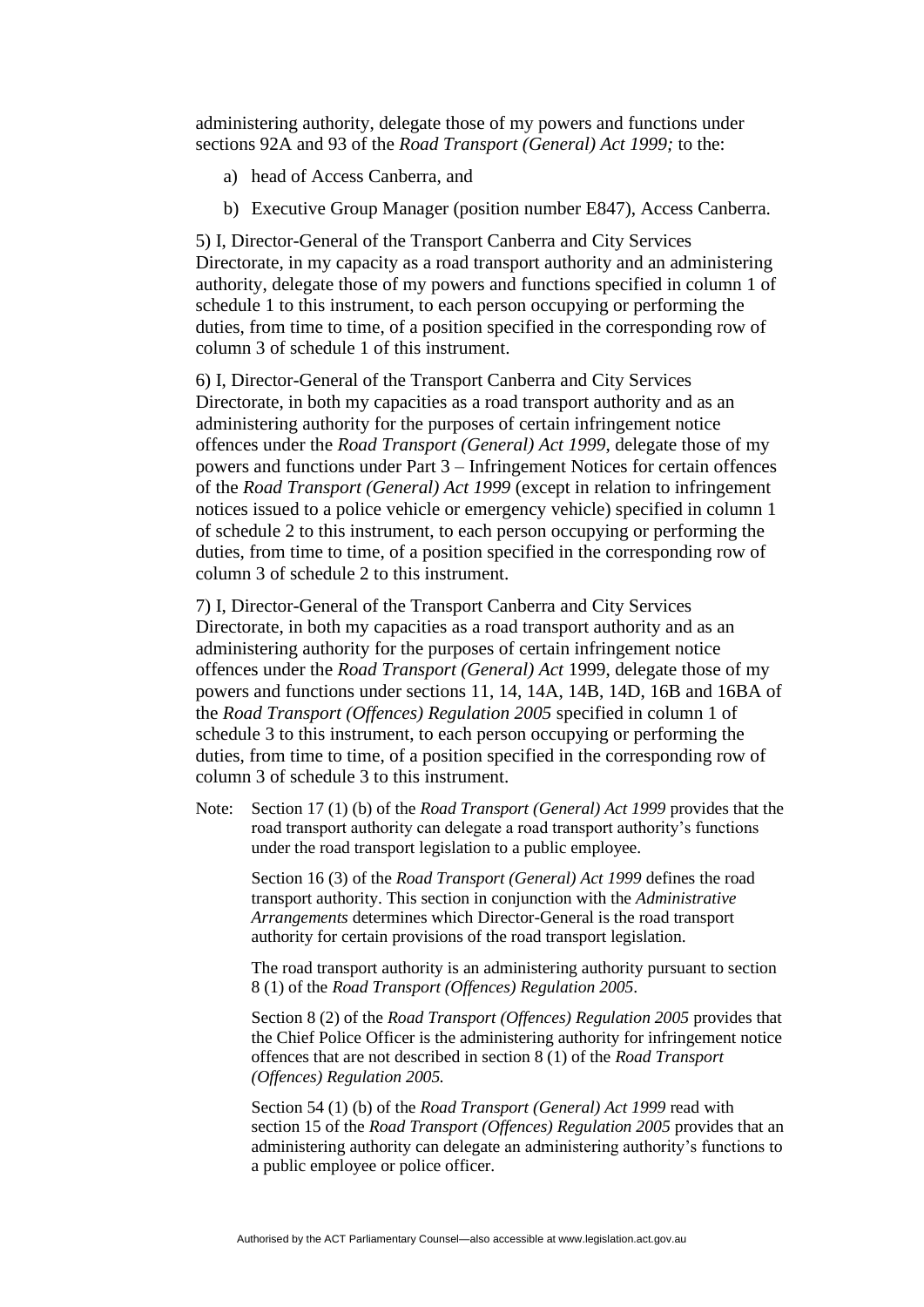administering authority, delegate those of my powers and functions under sections 92A and 93 of the *Road Transport (General) Act 1999;* to the:

a) head of Access Canberra, and

b) Executive Group Manager (position number E847), Access Canberra.

5) I, Director-General of the Transport Canberra and City Services Directorate, in my capacity as a road transport authority and an administering authority, delegate those of my powers and functions specified in column 1 of schedule 1 to this instrument, to each person occupying or performing the duties, from time to time, of a position specified in the corresponding row of column 3 of schedule 1 of this instrument.

6) I, Director-General of the Transport Canberra and City Services Directorate, in both my capacities as a road transport authority and as an administering authority for the purposes of certain infringement notice offences under the *Road Transport (General) Act 1999*, delegate those of my powers and functions under Part 3 – Infringement Notices for certain offences of the *Road Transport (General) Act 1999* (except in relation to infringement notices issued to a police vehicle or emergency vehicle) specified in column 1 of schedule 2 to this instrument, to each person occupying or performing the duties, from time to time, of a position specified in the corresponding row of column 3 of schedule 2 to this instrument.

7) I, Director-General of the Transport Canberra and City Services Directorate, in both my capacities as a road transport authority and as an administering authority for the purposes of certain infringement notice offences under the *Road Transport (General) Act* 1999, delegate those of my powers and functions under sections 11, 14, 14A, 14B, 14D, 16B and 16BA of the *Road Transport (Offences) Regulation 2005* specified in column 1 of schedule 3 to this instrument, to each person occupying or performing the duties, from time to time, of a position specified in the corresponding row of column 3 of schedule 3 to this instrument.

Note: Section 17 (1) (b) of the *Road Transport (General) Act 1999* provides that the road transport authority can delegate a road transport authority's functions under the road transport legislation to a public employee.

Section 16 (3) of the *Road Transport (General) Act 1999* defines the road transport authority. This section in conjunction with the *Administrative Arrangements* determines which Director-General is the road transport authority for certain provisions of the road transport legislation.

The road transport authority is an administering authority pursuant to section 8 (1) of the *Road Transport (Offences) Regulation 2005*.

Section 8 (2) of the *Road Transport (Offences) Regulation 2005* provides that the Chief Police Officer is the administering authority for infringement notice offences that are not described in section 8 (1) of the *Road Transport (Offences) Regulation 2005.*

Section 54 (1) (b) of the *Road Transport (General) Act 1999* read with section 15 of the *Road Transport (Offences) Regulation 2005* provides that an administering authority can delegate an administering authority's functions to a public employee or police officer.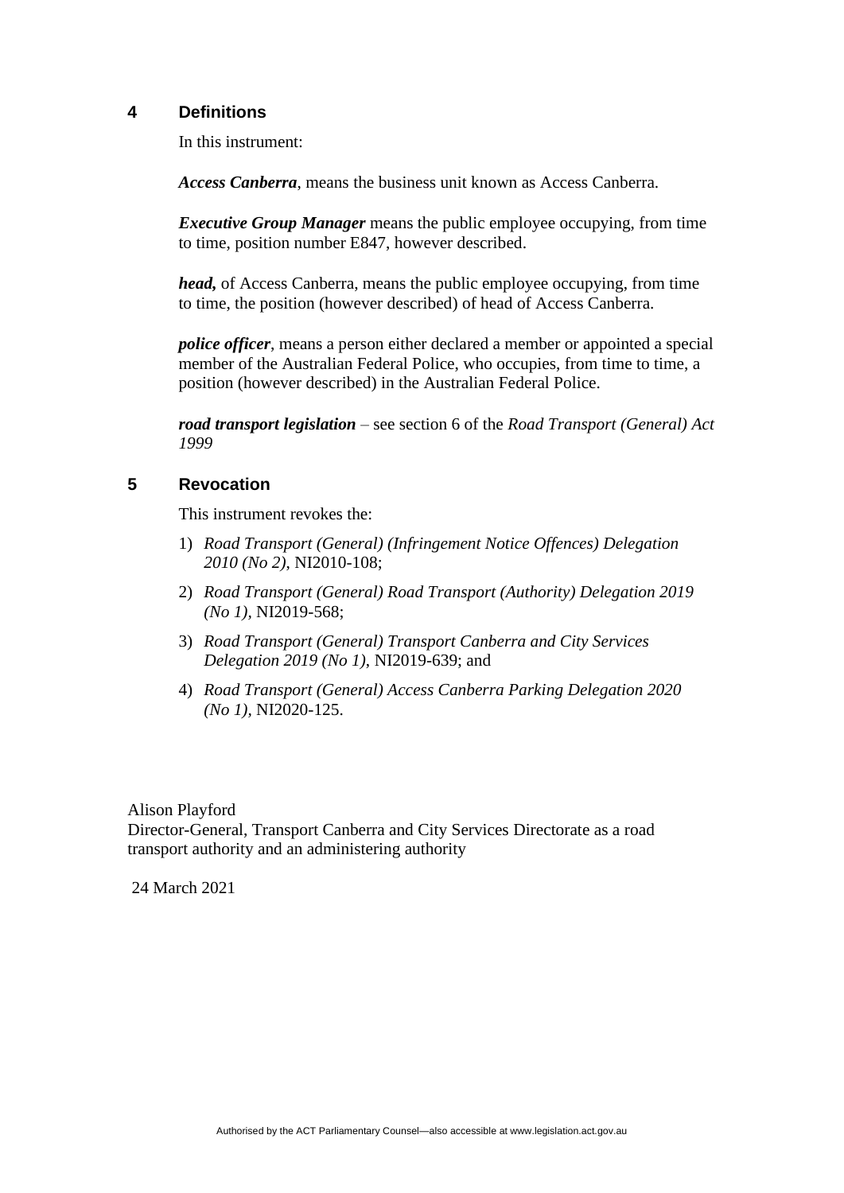## 4 Definitions

In this instrument:

***Access Canberra***, means the business unit known as Access Canberra.

***Executive Group Manager*** means the public employee occupying, from time to time, position number E847, however described.

***head,*** of Access Canberra, means the public employee occupying, from time to time, the position (however described) of head of Access Canberra.

***police officer***, means a person either declared a member or appointed a special member of the Australian Federal Police, who occupies, from time to time, a position (however described) in the Australian Federal Police.

***road transport legislation*** – see section 6 of the *Road Transport (General) Act 1999*

## 5 Revocation

This instrument revokes the:

1) *Road Transport (General) (Infringement Notice Offences) Delegation 2010 (No 2)*, NI2010-108;
2) *Road Transport (General) Road Transport (Authority) Delegation 2019 (No 1)*, NI2019-568;
3) *Road Transport (General) Transport Canberra and City Services Delegation 2019 (No 1)*, NI2019-639; and
4) *Road Transport (General) Access Canberra Parking Delegation 2020 (No 1)*, NI2020-125.

Alison Playford
Director-General, Transport Canberra and City Services Directorate as a road transport authority and an administering authority

24 March 2021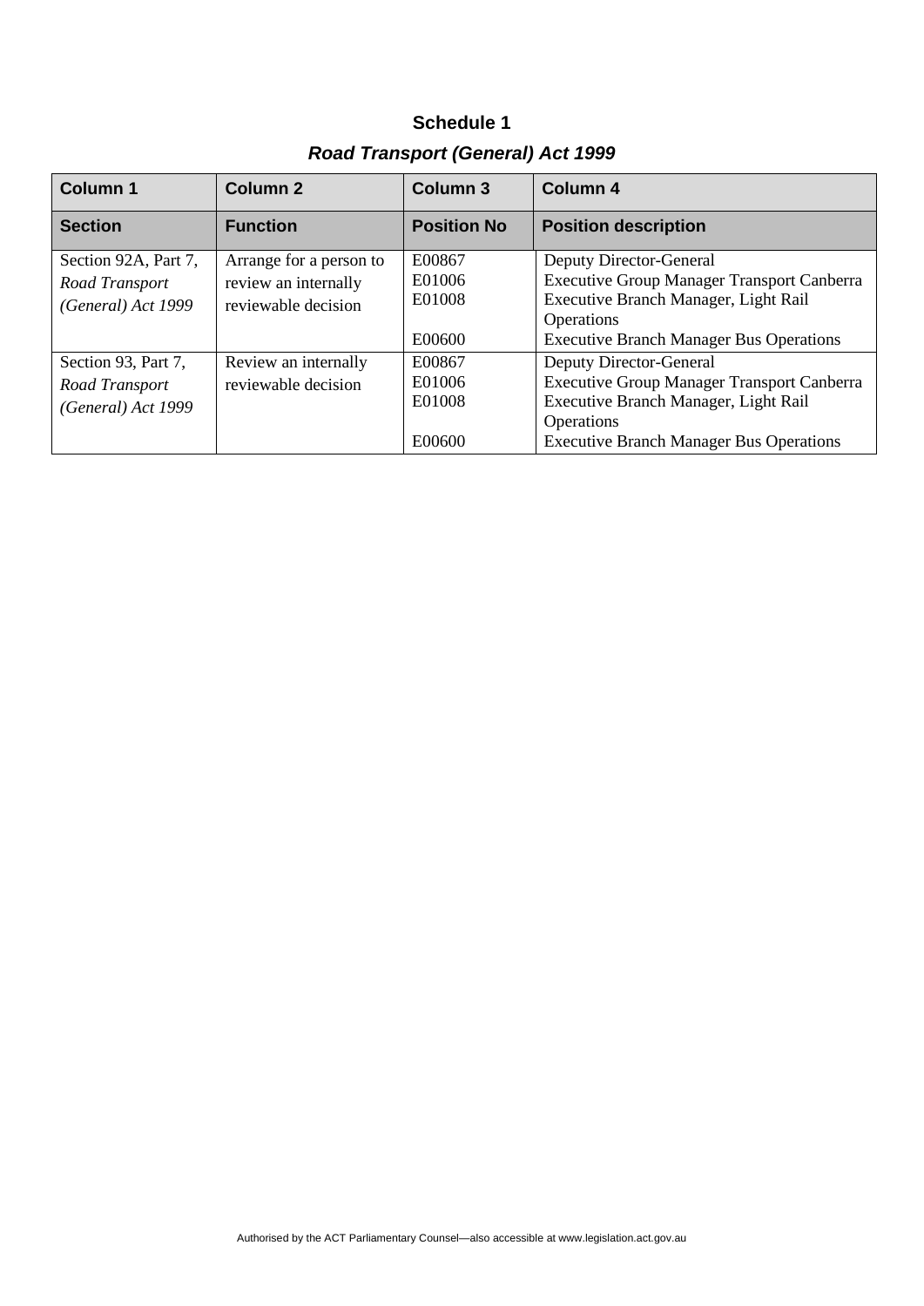## Schedule 1

### *Road Transport (General) Act 1999*

| Column 1 | Column 2 | Column 3 | Column 4 |
|---|---|---|---|
| **Section** | **Function** | **Position No** | **Position description** |
| Section 92A, Part 7, *Road Transport (General) Act 1999* | Arrange for a person to review an internally reviewable decision | E00867<br>E01006<br>E01008<br><br>E00600 | Deputy Director-General<br>Executive Group Manager Transport Canberra<br>Executive Branch Manager, Light Rail Operations<br>Executive Branch Manager Bus Operations |
| Section 93, Part 7, *Road Transport (General) Act 1999* | Review an internally reviewable decision | E00867<br>E01006<br>E01008<br><br>E00600 | Deputy Director-General<br>Executive Group Manager Transport Canberra<br>Executive Branch Manager, Light Rail Operations<br>Executive Branch Manager Bus Operations |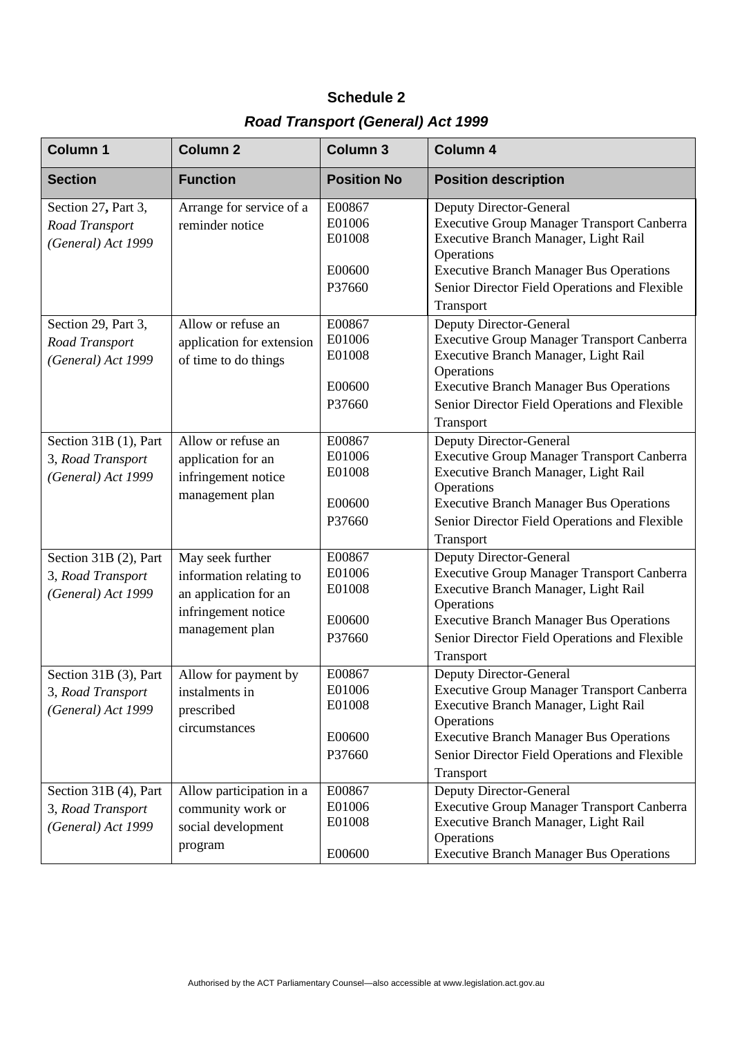**Schedule 2**

***Road Transport (General) Act 1999***

| Column 1 | Column 2 | Column 3 | Column 4 |
|---|---|---|---|
| **Section** | **Function** | **Position No** | **Position description** |
| Section 27**,** Part 3, *Road Transport (General) Act 1999* | Arrange for service of a reminder notice | E00867<br>E01006<br>E01008<br><br>E00600<br>P37660 | Deputy Director-General<br>Executive Group Manager Transport Canberra<br>Executive Branch Manager, Light Rail Operations<br>Executive Branch Manager Bus Operations<br>Senior Director Field Operations and Flexible Transport |
| Section 29, Part 3, *Road Transport (General) Act 1999* | Allow or refuse an application for extension of time to do things | E00867<br>E01006<br>E01008<br><br>E00600<br>P37660 | Deputy Director-General<br>Executive Group Manager Transport Canberra<br>Executive Branch Manager, Light Rail Operations<br>Executive Branch Manager Bus Operations<br>Senior Director Field Operations and Flexible Transport |
| Section 31B (1), Part 3, *Road Transport (General) Act 1999* | Allow or refuse an application for an infringement notice management plan | E00867<br>E01006<br>E01008<br><br>E00600<br>P37660 | Deputy Director-General<br>Executive Group Manager Transport Canberra<br>Executive Branch Manager, Light Rail Operations<br>Executive Branch Manager Bus Operations<br>Senior Director Field Operations and Flexible Transport |
| Section 31B (2), Part 3, *Road Transport (General) Act 1999* | May seek further information relating to an application for an infringement notice management plan | E00867<br>E01006<br>E01008<br><br>E00600<br>P37660 | Deputy Director-General<br>Executive Group Manager Transport Canberra<br>Executive Branch Manager, Light Rail Operations<br>Executive Branch Manager Bus Operations<br>Senior Director Field Operations and Flexible Transport |
| Section 31B (3), Part 3, *Road Transport (General) Act 1999* | Allow for payment by instalments in prescribed circumstances | E00867<br>E01006<br>E01008<br><br>E00600<br>P37660 | Deputy Director-General<br>Executive Group Manager Transport Canberra<br>Executive Branch Manager, Light Rail Operations<br>Executive Branch Manager Bus Operations<br>Senior Director Field Operations and Flexible Transport |
| Section 31B (4), Part 3, *Road Transport (General) Act 1999* | Allow participation in a community work or social development program | E00867<br>E01006<br>E01008<br><br>E00600 | Deputy Director-General<br>Executive Group Manager Transport Canberra<br>Executive Branch Manager, Light Rail Operations<br>Executive Branch Manager Bus Operations |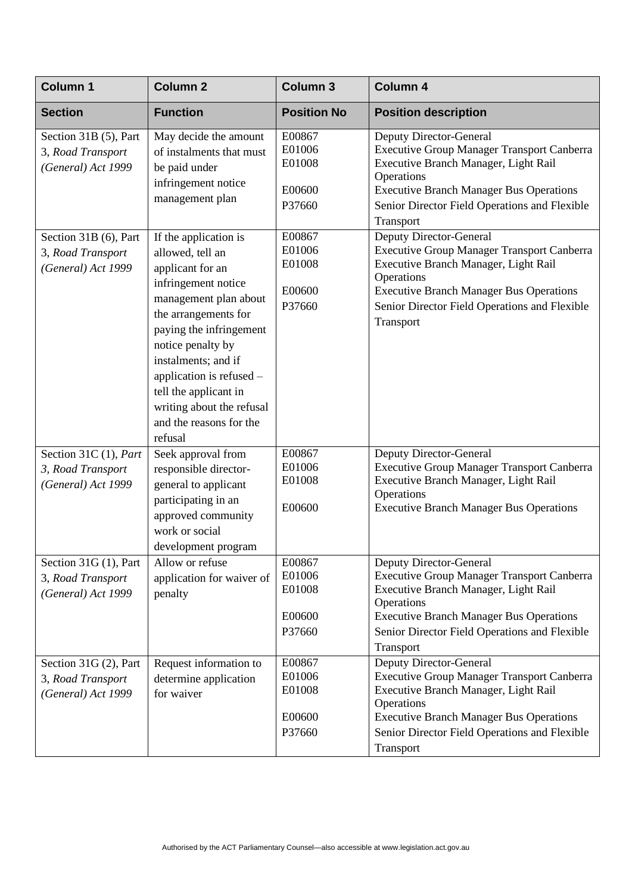| Column 1 | Column 2 | Column 3 | Column 4 |
|---|---|---|---|
| **Section** | **Function** | **Position No** | **Position description** |
| Section 31B (5), Part 3, *Road Transport (General) Act 1999* | May decide the amount of instalments that must be paid under infringement notice management plan | E00867<br>E01006<br>E01008<br><br>E00600<br>P37660 | Deputy Director-General<br>Executive Group Manager Transport Canberra<br>Executive Branch Manager, Light Rail Operations<br>Executive Branch Manager Bus Operations<br>Senior Director Field Operations and Flexible Transport |
| Section 31B (6), Part 3, *Road Transport (General) Act 1999* | If the application is allowed, tell an applicant for an infringement notice management plan about the arrangements for paying the infringement notice penalty by instalments; and if application is refused – tell the applicant in writing about the refusal and the reasons for the refusal | E00867<br>E01006<br>E01008<br><br>E00600<br>P37660 | Deputy Director-General<br>Executive Group Manager Transport Canberra<br>Executive Branch Manager, Light Rail Operations<br>Executive Branch Manager Bus Operations<br>Senior Director Field Operations and Flexible Transport |
| Section 31C (1), *Part 3, Road Transport (General) Act 1999* | Seek approval from responsible director-general to applicant participating in an approved community work or social development program | E00867<br>E01006<br>E01008<br><br>E00600 | Deputy Director-General<br>Executive Group Manager Transport Canberra<br>Executive Branch Manager, Light Rail Operations<br>Executive Branch Manager Bus Operations |
| Section 31G (1), Part 3, *Road Transport (General) Act 1999* | Allow or refuse application for waiver of penalty | E00867<br>E01006<br>E01008<br><br>E00600<br>P37660 | Deputy Director-General<br>Executive Group Manager Transport Canberra<br>Executive Branch Manager, Light Rail Operations<br>Executive Branch Manager Bus Operations<br>Senior Director Field Operations and Flexible Transport |
| Section 31G (2), Part 3, *Road Transport (General) Act 1999* | Request information to determine application for waiver | E00867<br>E01006<br>E01008<br><br>E00600<br>P37660 | Deputy Director-General<br>Executive Group Manager Transport Canberra<br>Executive Branch Manager, Light Rail Operations<br>Executive Branch Manager Bus Operations<br>Senior Director Field Operations and Flexible Transport |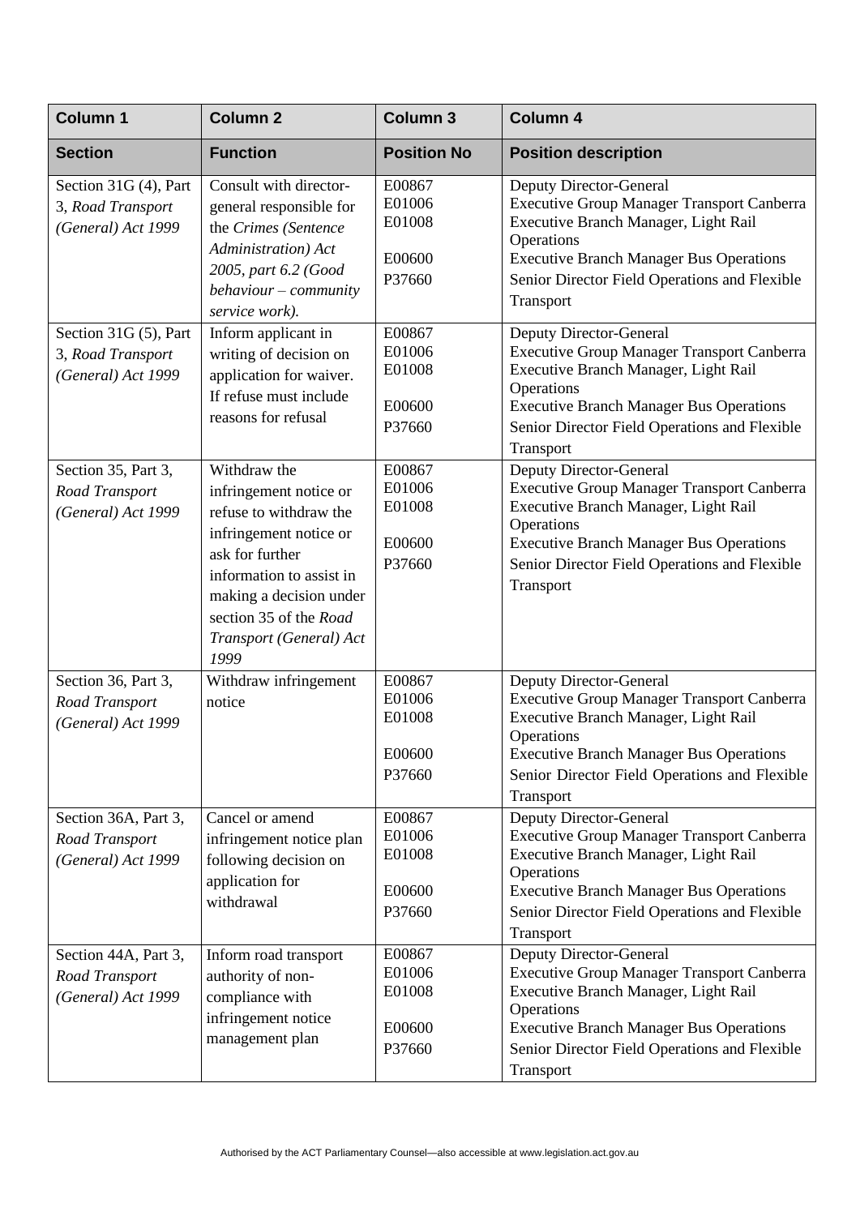| Column 1 | Column 2 | Column 3 | Column 4 |
|---|---|---|---|
| **Section** | **Function** | **Position No** | **Position description** |
| Section 31G (4), Part 3, *Road Transport (General) Act 1999* | Consult with director-general responsible for the *Crimes (Sentence Administration) Act 2005, part 6.2 (Good behaviour – community service work).* | E00867<br>E01006<br>E01008<br>E00600<br>P37660 | Deputy Director-General<br>Executive Group Manager Transport Canberra<br>Executive Branch Manager, Light Rail Operations<br>Executive Branch Manager Bus Operations<br>Senior Director Field Operations and Flexible Transport |
| Section 31G (5), Part 3, *Road Transport (General) Act 1999* | Inform applicant in writing of decision on application for waiver. If refuse must include reasons for refusal | E00867<br>E01006<br>E01008<br>E00600<br>P37660 | Deputy Director-General<br>Executive Group Manager Transport Canberra<br>Executive Branch Manager, Light Rail Operations<br>Executive Branch Manager Bus Operations<br>Senior Director Field Operations and Flexible Transport |
| Section 35, Part 3, *Road Transport (General) Act 1999* | Withdraw the infringement notice or refuse to withdraw the infringement notice or ask for further information to assist in making a decision under section 35 of the *Road Transport (General) Act 1999* | E00867<br>E01006<br>E01008<br>E00600<br>P37660 | Deputy Director-General<br>Executive Group Manager Transport Canberra<br>Executive Branch Manager, Light Rail Operations<br>Executive Branch Manager Bus Operations<br>Senior Director Field Operations and Flexible Transport |
| Section 36, Part 3, *Road Transport (General) Act 1999* | Withdraw infringement notice | E00867<br>E01006<br>E01008<br>E00600<br>P37660 | Deputy Director-General<br>Executive Group Manager Transport Canberra<br>Executive Branch Manager, Light Rail Operations<br>Executive Branch Manager Bus Operations<br>Senior Director Field Operations and Flexible Transport |
| Section 36A, Part 3, *Road Transport (General) Act 1999* | Cancel or amend infringement notice plan following decision on application for withdrawal | E00867<br>E01006<br>E01008<br>E00600<br>P37660 | Deputy Director-General<br>Executive Group Manager Transport Canberra<br>Executive Branch Manager, Light Rail Operations<br>Executive Branch Manager Bus Operations<br>Senior Director Field Operations and Flexible Transport |
| Section 44A, Part 3, *Road Transport (General) Act 1999* | Inform road transport authority of non-compliance with infringement notice management plan | E00867<br>E01006<br>E01008<br>E00600<br>P37660 | Deputy Director-General<br>Executive Group Manager Transport Canberra<br>Executive Branch Manager, Light Rail Operations<br>Executive Branch Manager Bus Operations<br>Senior Director Field Operations and Flexible Transport |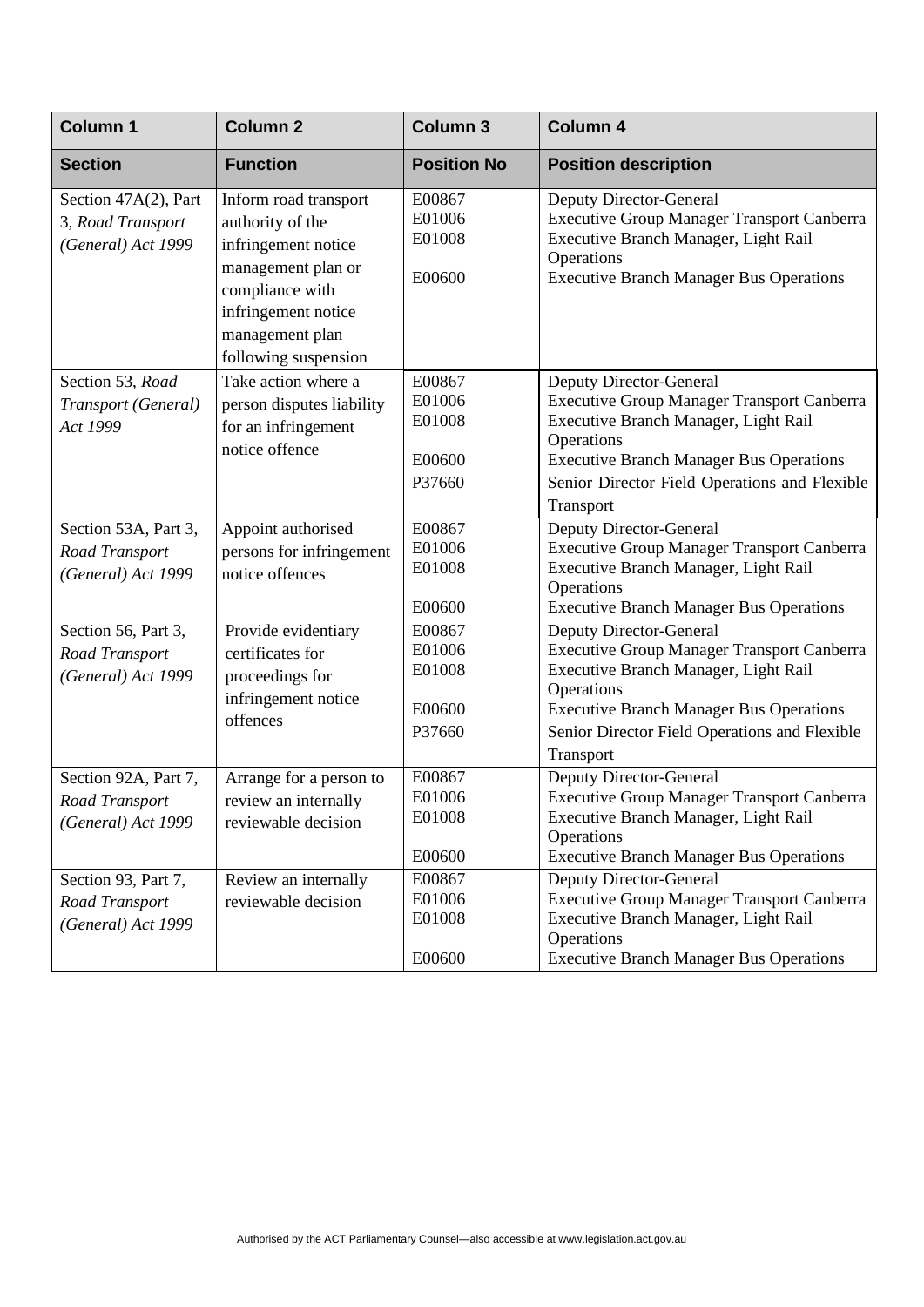| Column 1 | Column 2 | Column 3 | Column 4 |
|---|---|---|---|
| **Section** | **Function** | **Position No** | **Position description** |
| Section 47A(2), Part 3, *Road Transport (General) Act 1999* | Inform road transport authority of the infringement notice management plan or compliance with infringement notice management plan following suspension | E00867<br>E01006<br>E01008<br>E00600 | Deputy Director-General<br>Executive Group Manager Transport Canberra<br>Executive Branch Manager, Light Rail Operations<br>Executive Branch Manager Bus Operations |
| Section 53, *Road Transport (General) Act 1999* | Take action where a person disputes liability for an infringement notice offence | E00867<br>E01006<br>E01008<br>E00600<br>P37660 | Deputy Director-General<br>Executive Group Manager Transport Canberra<br>Executive Branch Manager, Light Rail Operations<br>Executive Branch Manager Bus Operations<br>Senior Director Field Operations and Flexible Transport |
| Section 53A, Part 3, *Road Transport (General) Act 1999* | Appoint authorised persons for infringement notice offences | E00867<br>E01006<br>E01008<br>E00600 | Deputy Director-General<br>Executive Group Manager Transport Canberra<br>Executive Branch Manager, Light Rail Operations<br>Executive Branch Manager Bus Operations |
| Section 56, Part 3, *Road Transport (General) Act 1999* | Provide evidentiary certificates for proceedings for infringement notice offences | E00867<br>E01006<br>E01008<br>E00600<br>P37660 | Deputy Director-General<br>Executive Group Manager Transport Canberra<br>Executive Branch Manager, Light Rail Operations<br>Executive Branch Manager Bus Operations<br>Senior Director Field Operations and Flexible Transport |
| Section 92A, Part 7, *Road Transport (General) Act 1999* | Arrange for a person to review an internally reviewable decision | E00867<br>E01006<br>E01008<br>E00600 | Deputy Director-General<br>Executive Group Manager Transport Canberra<br>Executive Branch Manager, Light Rail Operations<br>Executive Branch Manager Bus Operations |
| Section 93, Part 7, *Road Transport (General) Act 1999* | Review an internally reviewable decision | E00867<br>E01006<br>E01008<br>E00600 | Deputy Director-General<br>Executive Group Manager Transport Canberra<br>Executive Branch Manager, Light Rail Operations<br>Executive Branch Manager Bus Operations |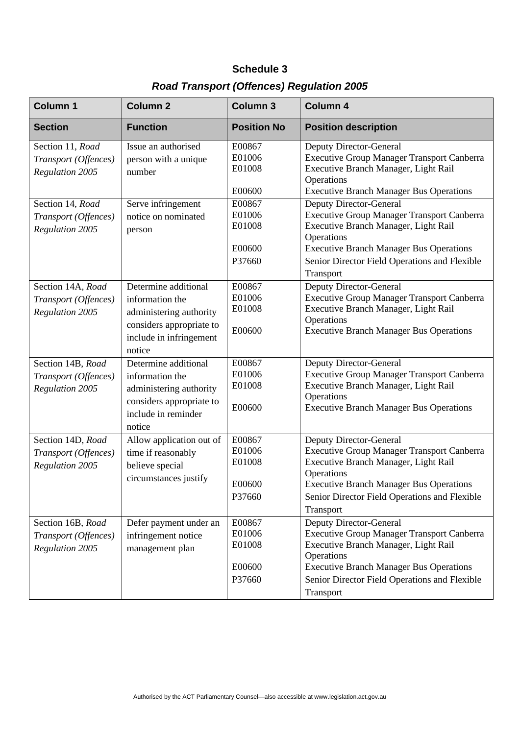## Schedule 3

### *Road Transport (Offences) Regulation 2005*

| Column 1 | Column 2 | Column 3 | Column 4 |
|---|---|---|---|
| **Section** | **Function** | **Position No** | **Position description** |
| Section 11, *Road Transport (Offences) Regulation 2005* | Issue an authorised person with a unique number | E00867<br>E01006<br>E01008<br><br>E00600 | Deputy Director-General<br>Executive Group Manager Transport Canberra<br>Executive Branch Manager, Light Rail Operations<br>Executive Branch Manager Bus Operations |
| Section 14, *Road Transport (Offences) Regulation 2005* | Serve infringement notice on nominated person | E00867<br>E01006<br>E01008<br><br>E00600<br>P37660 | Deputy Director-General<br>Executive Group Manager Transport Canberra<br>Executive Branch Manager, Light Rail Operations<br>Executive Branch Manager Bus Operations<br>Senior Director Field Operations and Flexible Transport |
| Section 14A, *Road Transport (Offences) Regulation 2005* | Determine additional information the administering authority considers appropriate to include in infringement notice | E00867<br>E01006<br>E01008<br><br>E00600 | Deputy Director-General<br>Executive Group Manager Transport Canberra<br>Executive Branch Manager, Light Rail Operations<br>Executive Branch Manager Bus Operations |
| Section 14B, *Road Transport (Offences) Regulation 2005* | Determine additional information the administering authority considers appropriate to include in reminder notice | E00867<br>E01006<br>E01008<br><br>E00600 | Deputy Director-General<br>Executive Group Manager Transport Canberra<br>Executive Branch Manager, Light Rail Operations<br>Executive Branch Manager Bus Operations |
| Section 14D, *Road Transport (Offences) Regulation 2005* | Allow application out of time if reasonably believe special circumstances justify | E00867<br>E01006<br>E01008<br><br>E00600<br>P37660 | Deputy Director-General<br>Executive Group Manager Transport Canberra<br>Executive Branch Manager, Light Rail Operations<br>Executive Branch Manager Bus Operations<br>Senior Director Field Operations and Flexible Transport |
| Section 16B, *Road Transport (Offences) Regulation 2005* | Defer payment under an infringement notice management plan | E00867<br>E01006<br>E01008<br><br>E00600<br>P37660 | Deputy Director-General<br>Executive Group Manager Transport Canberra<br>Executive Branch Manager, Light Rail Operations<br>Executive Branch Manager Bus Operations<br>Senior Director Field Operations and Flexible Transport |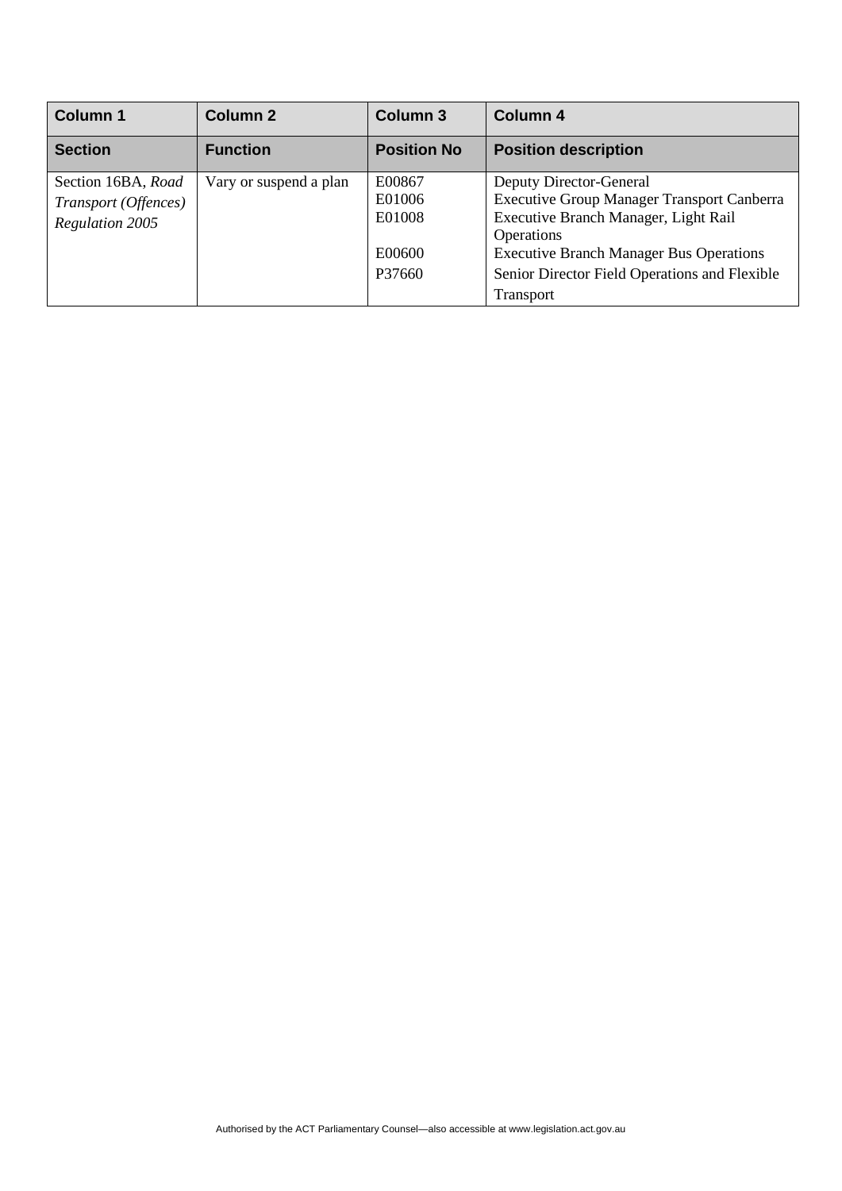| Column 1 | Column 2 | Column 3 | Column 4 |
|---|---|---|---|
| **Section** | **Function** | **Position No** | **Position description** |
| Section 16BA, *Road Transport (Offences) Regulation 2005* | Vary or suspend a plan | E00867<br>E01006<br>E01008<br><br>E00600<br>P37660 | Deputy Director-General<br>Executive Group Manager Transport Canberra<br>Executive Branch Manager, Light Rail Operations<br>Executive Branch Manager Bus Operations<br>Senior Director Field Operations and Flexible Transport |